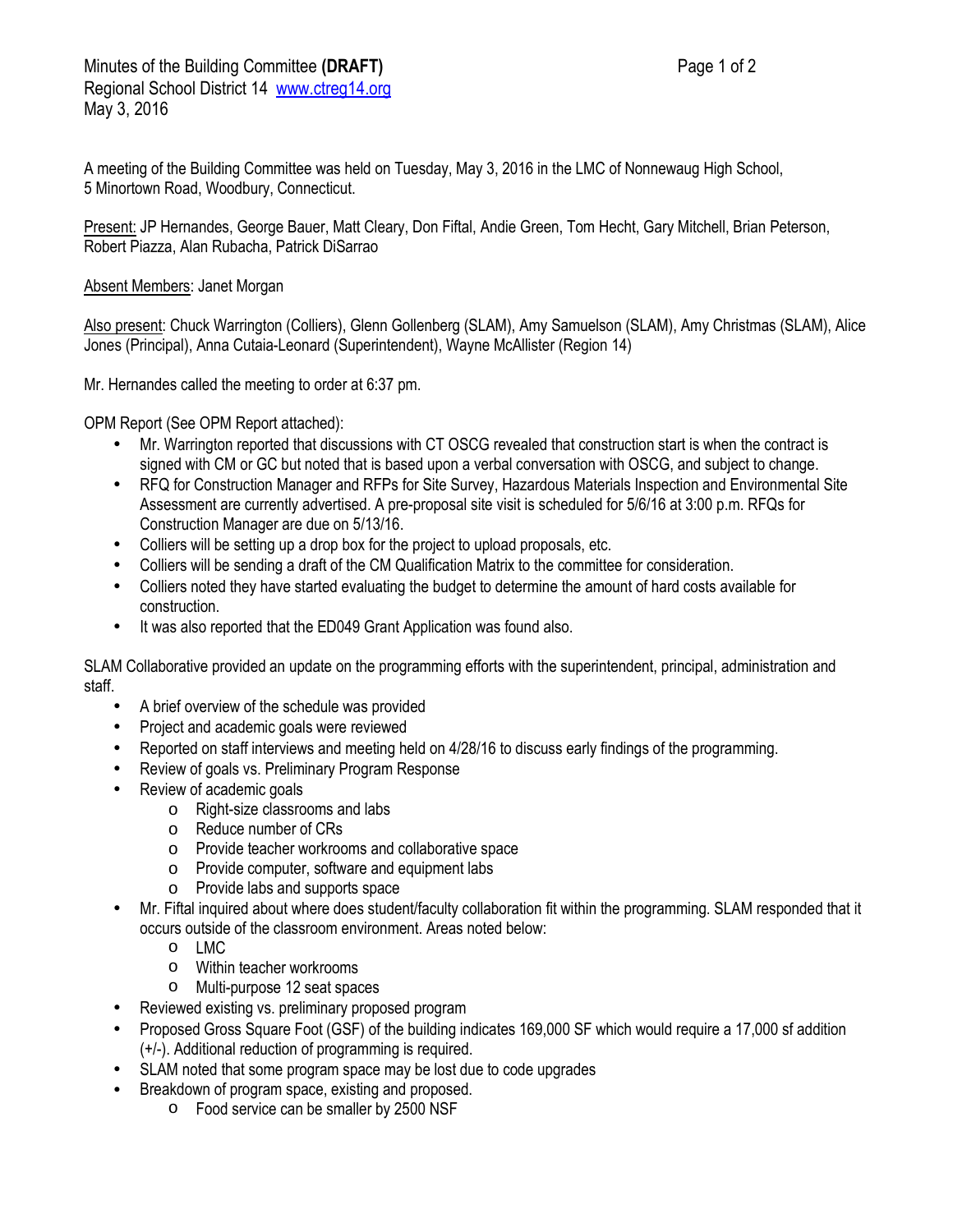Minutes of the Building Committee **(DRAFT)**
Regional School District 14 www.ctreg14.org
May 3, 2016

A meeting of the Building Committee was held on Tuesday, May 3, 2016 in the LMC of Nonnewaug High School, 5 Minortown Road, Woodbury, Connecticut.

Present: JP Hernandes, George Bauer, Matt Cleary, Don Fiftal, Andie Green, Tom Hecht, Gary Mitchell, Brian Peterson, Robert Piazza, Alan Rubacha, Patrick DiSarrao

Absent Members: Janet Morgan

Also present: Chuck Warrington (Colliers), Glenn Gollenberg (SLAM), Amy Samuelson (SLAM), Amy Christmas (SLAM), Alice Jones (Principal), Anna Cutaia-Leonard (Superintendent), Wayne McAllister (Region 14)

Mr. Hernandes called the meeting to order at 6:37 pm.

OPM Report (See OPM Report attached):

- Mr. Warrington reported that discussions with CT OSCG revealed that construction start is when the contract is signed with CM or GC but noted that is based upon a verbal conversation with OSCG, and subject to change.
- RFQ for Construction Manager and RFPs for Site Survey, Hazardous Materials Inspection and Environmental Site Assessment are currently advertised. A pre-proposal site visit is scheduled for 5/6/16 at 3:00 p.m. RFQs for Construction Manager are due on 5/13/16.
- Colliers will be setting up a drop box for the project to upload proposals, etc.
- Colliers will be sending a draft of the CM Qualification Matrix to the committee for consideration.
- Colliers noted they have started evaluating the budget to determine the amount of hard costs available for construction.
- It was also reported that the ED049 Grant Application was found also.

SLAM Collaborative provided an update on the programming efforts with the superintendent, principal, administration and staff.

- A brief overview of the schedule was provided
- Project and academic goals were reviewed
- Reported on staff interviews and meeting held on 4/28/16 to discuss early findings of the programming.
- Review of goals vs. Preliminary Program Response
- Review of academic goals
  - Right-size classrooms and labs
  - Reduce number of CRs
  - Provide teacher workrooms and collaborative space
  - Provide computer, software and equipment labs
  - Provide labs and supports space
- Mr. Fiftal inquired about where does student/faculty collaboration fit within the programming. SLAM responded that it occurs outside of the classroom environment. Areas noted below:
  - LMC
  - Within teacher workrooms
  - Multi-purpose 12 seat spaces
- Reviewed existing vs. preliminary proposed program
- Proposed Gross Square Foot (GSF) of the building indicates 169,000 SF which would require a 17,000 sf addition (+/-). Additional reduction of programming is required.
- SLAM noted that some program space may be lost due to code upgrades
- Breakdown of program space, existing and proposed.
  - Food service can be smaller by 2500 NSF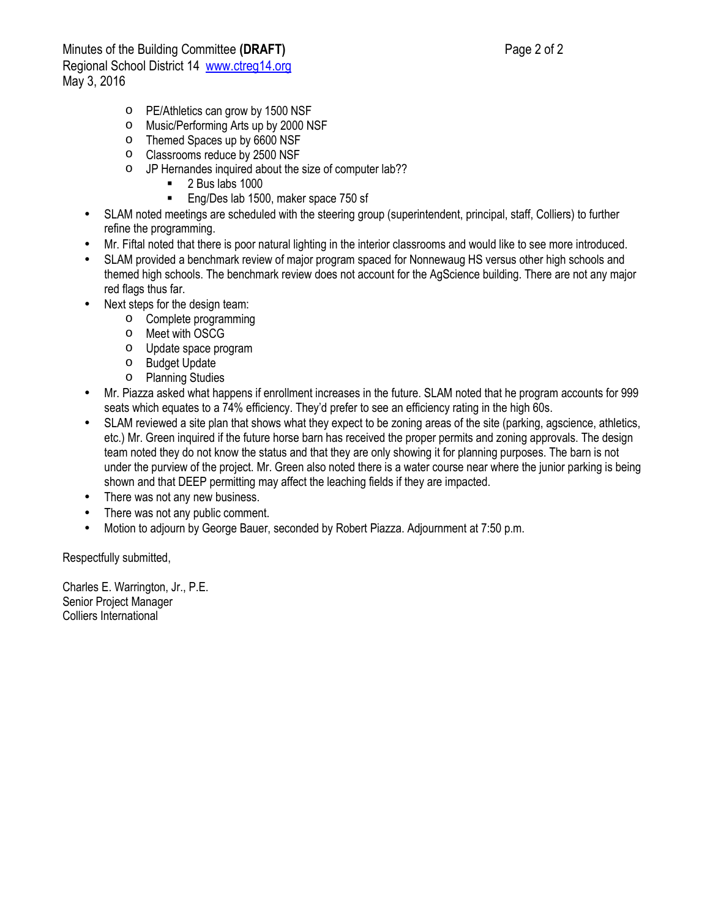- PE/Athletics can grow by 1500 NSF
  - Music/Performing Arts up by 2000 NSF
  - Themed Spaces up by 6600 NSF
  - Classrooms reduce by 2500 NSF
  - JP Hernandes inquired about the size of computer lab??
    - 2 Bus labs 1000
    - Eng/Des lab 1500, maker space 750 sf
- SLAM noted meetings are scheduled with the steering group (superintendent, principal, staff, Colliers) to further refine the programming.
- Mr. Fiftal noted that there is poor natural lighting in the interior classrooms and would like to see more introduced.
- SLAM provided a benchmark review of major program spaced for Nonnewaug HS versus other high schools and themed high schools. The benchmark review does not account for the AgScience building. There are not any major red flags thus far.
- Next steps for the design team:
  - Complete programming
  - Meet with OSCG
  - Update space program
  - Budget Update
  - Planning Studies
- Mr. Piazza asked what happens if enrollment increases in the future. SLAM noted that he program accounts for 999 seats which equates to a 74% efficiency. They'd prefer to see an efficiency rating in the high 60s.
- SLAM reviewed a site plan that shows what they expect to be zoning areas of the site (parking, agscience, athletics, etc.) Mr. Green inquired if the future horse barn has received the proper permits and zoning approvals. The design team noted they do not know the status and that they are only showing it for planning purposes. The barn is not under the purview of the project. Mr. Green also noted there is a water course near where the junior parking is being shown and that DEEP permitting may affect the leaching fields if they are impacted.
- There was not any new business.
- There was not any public comment.
- Motion to adjourn by George Bauer, seconded by Robert Piazza. Adjournment at 7:50 p.m.

Respectfully submitted,

Charles E. Warrington, Jr., P.E.
Senior Project Manager
Colliers International